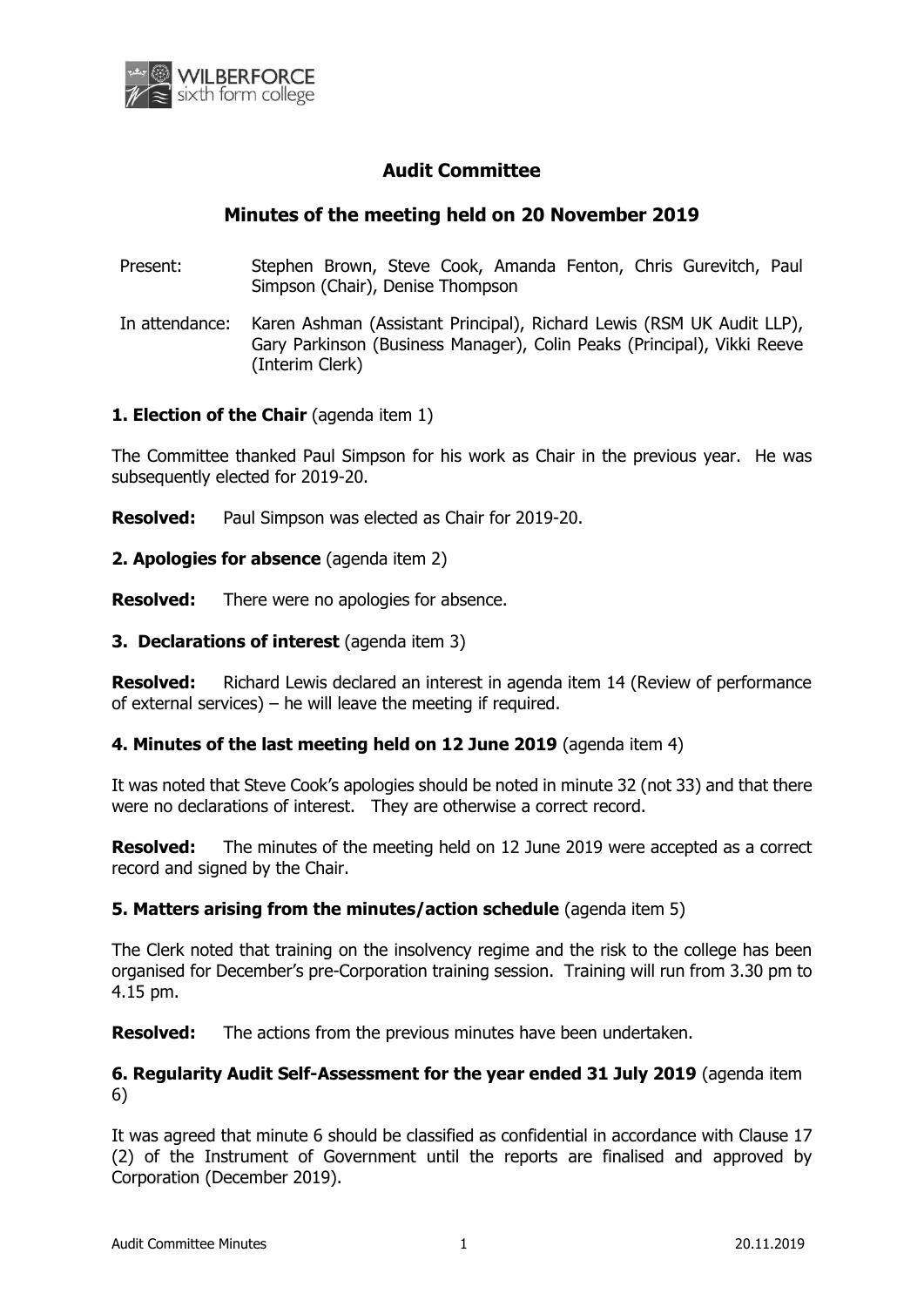WILBERFORCE sixth form college

# Audit Committee

## Minutes of the meeting held on 20 November 2019

| | |
|---|---|
| Present: | Stephen Brown, Steve Cook, Amanda Fenton, Chris Gurevitch, Paul Simpson (Chair), Denise Thompson |
| In attendance: | Karen Ashman (Assistant Principal), Richard Lewis (RSM UK Audit LLP), Gary Parkinson (Business Manager), Colin Peaks (Principal), Vikki Reeve (Interim Clerk) |

**1. Election of the Chair** (agenda item 1)

The Committee thanked Paul Simpson for his work as Chair in the previous year. He was subsequently elected for 2019-20.

**Resolved:** Paul Simpson was elected as Chair for 2019-20.

**2. Apologies for absence** (agenda item 2)

**Resolved:** There were no apologies for absence.

**3. Declarations of interest** (agenda item 3)

**Resolved:** Richard Lewis declared an interest in agenda item 14 (Review of performance of external services) – he will leave the meeting if required.

**4. Minutes of the last meeting held on 12 June 2019** (agenda item 4)

It was noted that Steve Cook's apologies should be noted in minute 32 (not 33) and that there were no declarations of interest. They are otherwise a correct record.

**Resolved:** The minutes of the meeting held on 12 June 2019 were accepted as a correct record and signed by the Chair.

**5. Matters arising from the minutes/action schedule** (agenda item 5)

The Clerk noted that training on the insolvency regime and the risk to the college has been organised for December's pre-Corporation training session. Training will run from 3.30 pm to 4.15 pm.

**Resolved:** The actions from the previous minutes have been undertaken.

**6. Regularity Audit Self-Assessment for the year ended 31 July 2019** (agenda item 6)

It was agreed that minute 6 should be classified as confidential in accordance with Clause 17 (2) of the Instrument of Government until the reports are finalised and approved by Corporation (December 2019).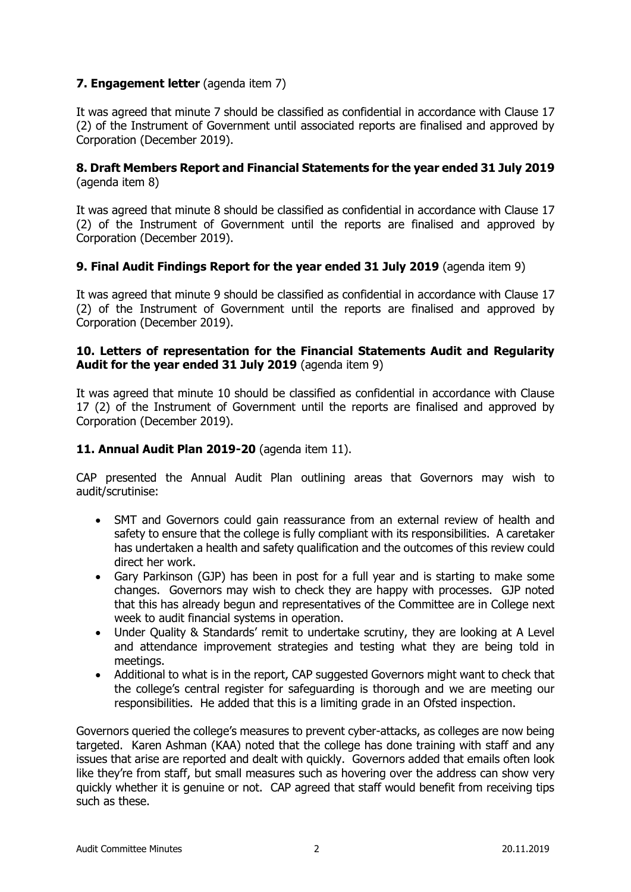**7. Engagement letter** (agenda item 7)

It was agreed that minute 7 should be classified as confidential in accordance with Clause 17 (2) of the Instrument of Government until associated reports are finalised and approved by Corporation (December 2019).

**8. Draft Members Report and Financial Statements for the year ended 31 July 2019** (agenda item 8)

It was agreed that minute 8 should be classified as confidential in accordance with Clause 17 (2) of the Instrument of Government until the reports are finalised and approved by Corporation (December 2019).

**9. Final Audit Findings Report for the year ended 31 July 2019** (agenda item 9)

It was agreed that minute 9 should be classified as confidential in accordance with Clause 17 (2) of the Instrument of Government until the reports are finalised and approved by Corporation (December 2019).

**10. Letters of representation for the Financial Statements Audit and Regularity Audit for the year ended 31 July 2019** (agenda item 9)

It was agreed that minute 10 should be classified as confidential in accordance with Clause 17 (2) of the Instrument of Government until the reports are finalised and approved by Corporation (December 2019).

**11. Annual Audit Plan 2019-20** (agenda item 11).

CAP presented the Annual Audit Plan outlining areas that Governors may wish to audit/scrutinise:

- SMT and Governors could gain reassurance from an external review of health and safety to ensure that the college is fully compliant with its responsibilities. A caretaker has undertaken a health and safety qualification and the outcomes of this review could direct her work.
- Gary Parkinson (GJP) has been in post for a full year and is starting to make some changes. Governors may wish to check they are happy with processes. GJP noted that this has already begun and representatives of the Committee are in College next week to audit financial systems in operation.
- Under Quality & Standards' remit to undertake scrutiny, they are looking at A Level and attendance improvement strategies and testing what they are being told in meetings.
- Additional to what is in the report, CAP suggested Governors might want to check that the college's central register for safeguarding is thorough and we are meeting our responsibilities. He added that this is a limiting grade in an Ofsted inspection.

Governors queried the college's measures to prevent cyber-attacks, as colleges are now being targeted. Karen Ashman (KAA) noted that the college has done training with staff and any issues that arise are reported and dealt with quickly. Governors added that emails often look like they're from staff, but small measures such as hovering over the address can show very quickly whether it is genuine or not. CAP agreed that staff would benefit from receiving tips such as these.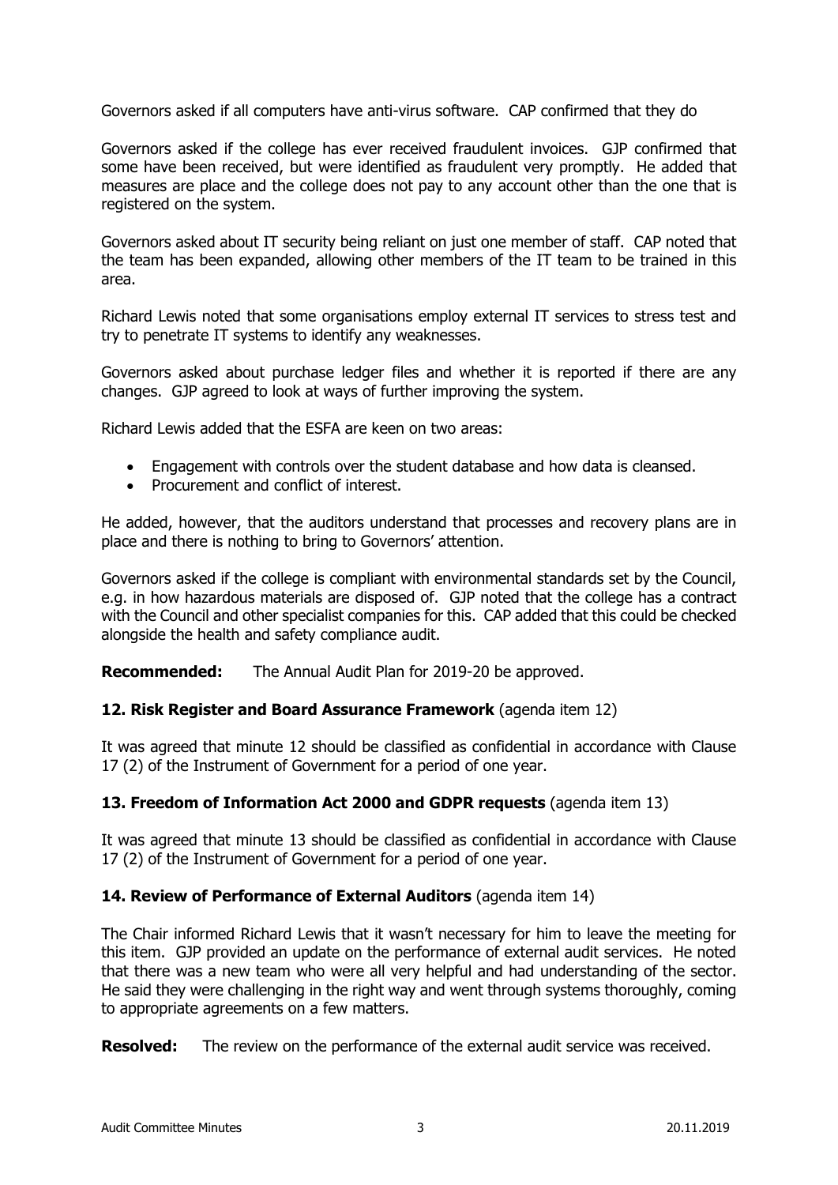Governors asked if all computers have anti-virus software. CAP confirmed that they do

Governors asked if the college has ever received fraudulent invoices. GJP confirmed that some have been received, but were identified as fraudulent very promptly. He added that measures are place and the college does not pay to any account other than the one that is registered on the system.

Governors asked about IT security being reliant on just one member of staff. CAP noted that the team has been expanded, allowing other members of the IT team to be trained in this area.

Richard Lewis noted that some organisations employ external IT services to stress test and try to penetrate IT systems to identify any weaknesses.

Governors asked about purchase ledger files and whether it is reported if there are any changes. GJP agreed to look at ways of further improving the system.

Richard Lewis added that the ESFA are keen on two areas:

- Engagement with controls over the student database and how data is cleansed.
- Procurement and conflict of interest.

He added, however, that the auditors understand that processes and recovery plans are in place and there is nothing to bring to Governors' attention.

Governors asked if the college is compliant with environmental standards set by the Council, e.g. in how hazardous materials are disposed of. GJP noted that the college has a contract with the Council and other specialist companies for this. CAP added that this could be checked alongside the health and safety compliance audit.

**Recommended:** The Annual Audit Plan for 2019-20 be approved.

### 12. Risk Register and Board Assurance Framework (agenda item 12)

It was agreed that minute 12 should be classified as confidential in accordance with Clause 17 (2) of the Instrument of Government for a period of one year.

### 13. Freedom of Information Act 2000 and GDPR requests (agenda item 13)

It was agreed that minute 13 should be classified as confidential in accordance with Clause 17 (2) of the Instrument of Government for a period of one year.

### 14. Review of Performance of External Auditors (agenda item 14)

The Chair informed Richard Lewis that it wasn't necessary for him to leave the meeting for this item. GJP provided an update on the performance of external audit services. He noted that there was a new team who were all very helpful and had understanding of the sector. He said they were challenging in the right way and went through systems thoroughly, coming to appropriate agreements on a few matters.

**Resolved:** The review on the performance of the external audit service was received.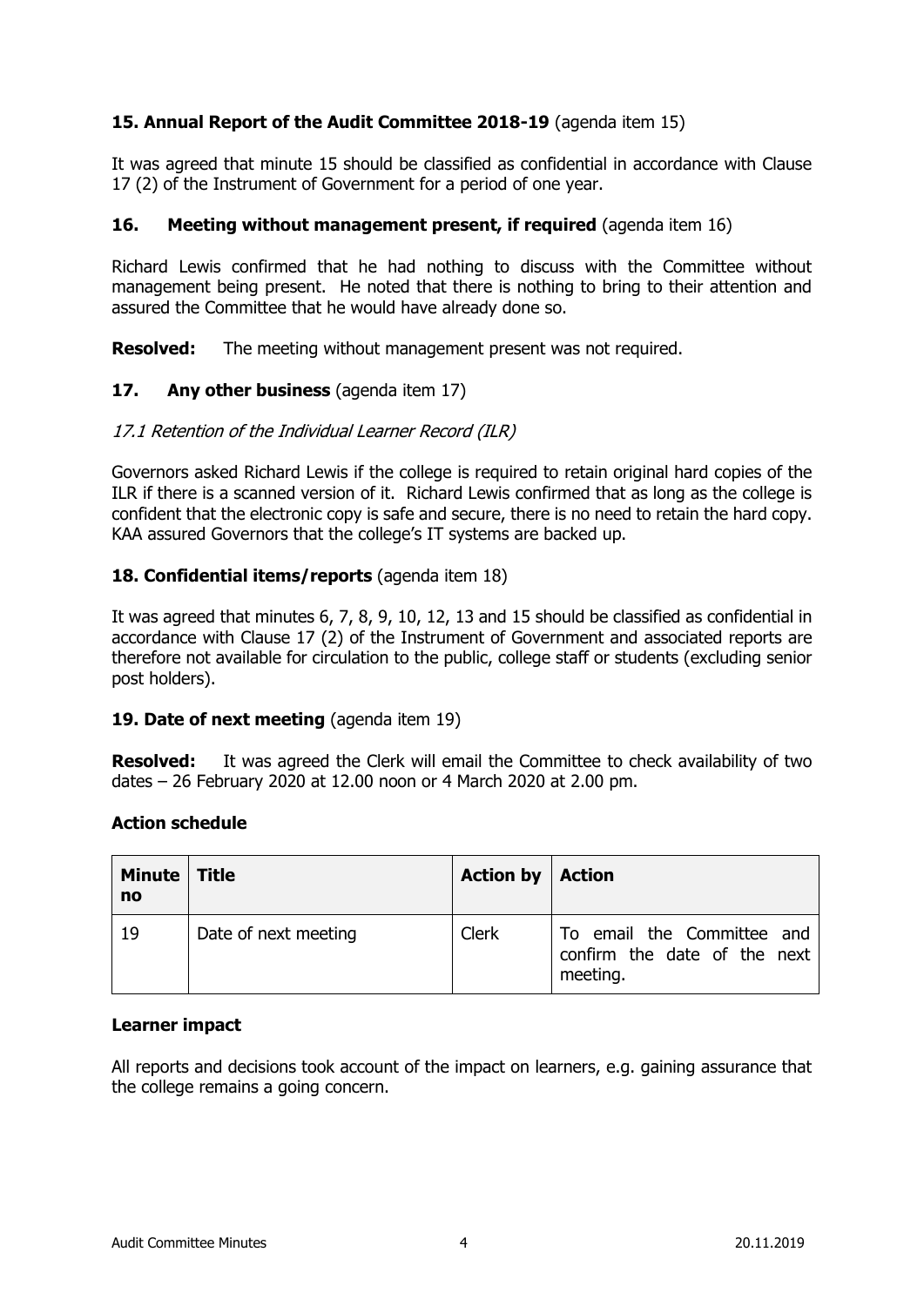### **15. Annual Report of the Audit Committee 2018-19** (agenda item 15)

It was agreed that minute 15 should be classified as confidential in accordance with Clause 17 (2) of the Instrument of Government for a period of one year.

### **16. Meeting without management present, if required** (agenda item 16)

Richard Lewis confirmed that he had nothing to discuss with the Committee without management being present. He noted that there is nothing to bring to their attention and assured the Committee that he would have already done so.

**Resolved:** The meeting without management present was not required.

### **17. Any other business** (agenda item 17)

*17.1 Retention of the Individual Learner Record (ILR)*

Governors asked Richard Lewis if the college is required to retain original hard copies of the ILR if there is a scanned version of it. Richard Lewis confirmed that as long as the college is confident that the electronic copy is safe and secure, there is no need to retain the hard copy. KAA assured Governors that the college's IT systems are backed up.

### **18. Confidential items/reports** (agenda item 18)

It was agreed that minutes 6, 7, 8, 9, 10, 12, 13 and 15 should be classified as confidential in accordance with Clause 17 (2) of the Instrument of Government and associated reports are therefore not available for circulation to the public, college staff or students (excluding senior post holders).

### **19. Date of next meeting** (agenda item 19)

**Resolved:** It was agreed the Clerk will email the Committee to check availability of two dates – 26 February 2020 at 12.00 noon or 4 March 2020 at 2.00 pm.

### **Action schedule**

| Minute no | Title | Action by | Action |
|---|---|---|---|
| 19 | Date of next meeting | Clerk | To email the Committee and confirm the date of the next meeting. |

### **Learner impact**

All reports and decisions took account of the impact on learners, e.g. gaining assurance that the college remains a going concern.